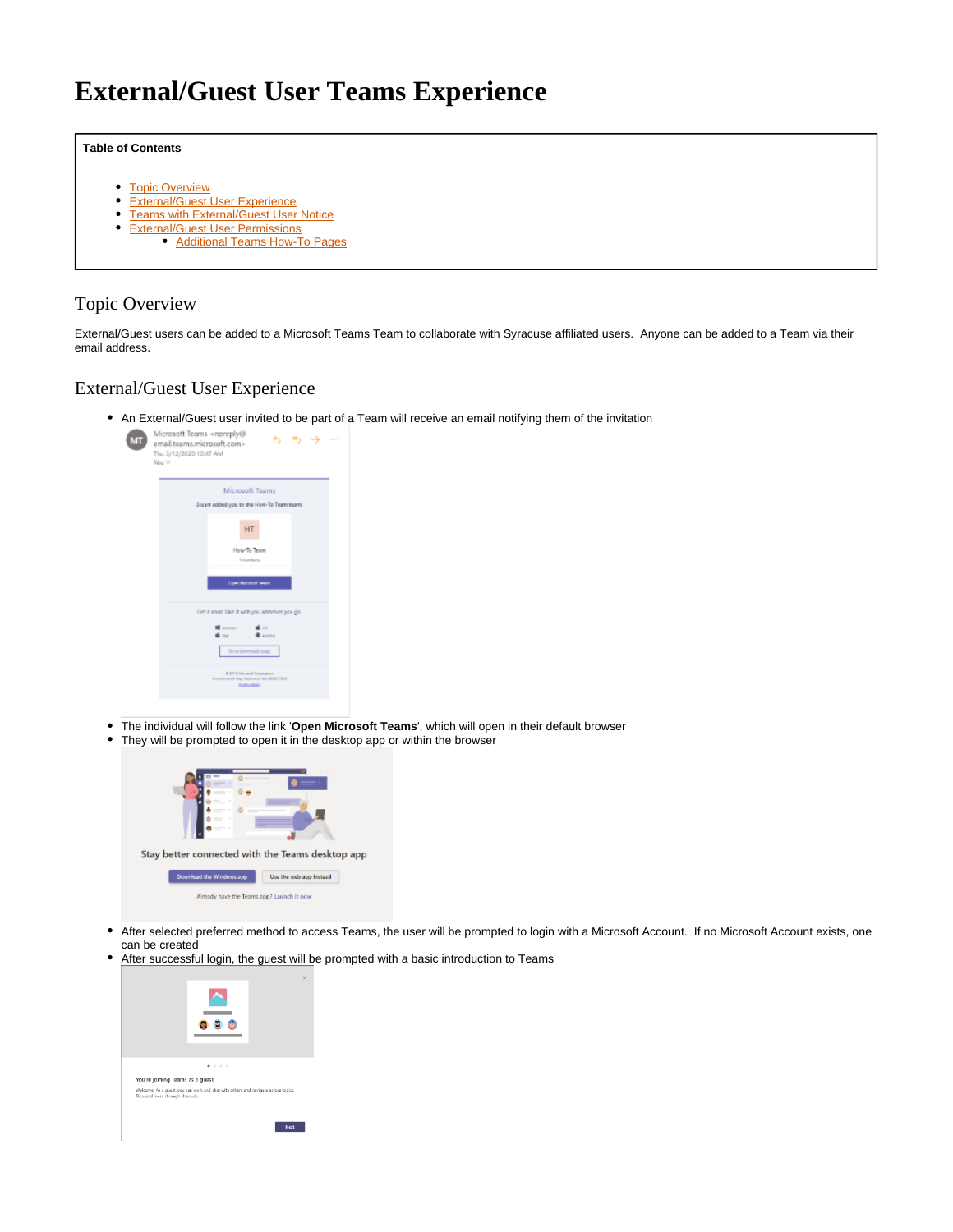# External/Guest User Teams Experience

**Table of Contents**

- Topic Overview
- External/Guest User Experience
- Teams with External/Guest User Notice
- External/Guest User Permissions
  - Additional Teams How-To Pages

## Topic Overview

External/Guest users can be added to a Microsoft Teams Team to collaborate with Syracuse affiliated users. Anyone can be added to a Team via their email address.

## External/Guest User Experience

- An External/Guest user invited to be part of a Team will receive an email notifying them of the invitation
- The individual will follow the link '**Open Microsoft Teams**', which will open in their default browser
- They will be prompted to open it in the desktop app or within the browser
- After selected preferred method to access Teams, the user will be prompted to login with a Microsoft Account. If no Microsoft Account exists, one can be created
- After successful login, the guest will be prompted with a basic introduction to Teams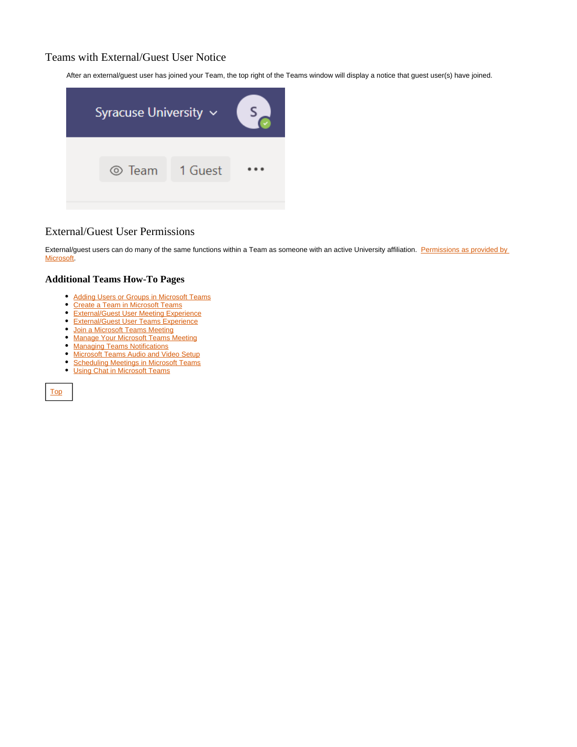## Teams with External/Guest User Notice

After an external/guest user has joined your Team, the top right of the Teams window will display a notice that guest user(s) have joined.

## External/Guest User Permissions

External/guest users can do many of the same functions within a Team as someone with an active University affiliation. Permissions as provided by Microsoft.

### Additional Teams How-To Pages

- Adding Users or Groups in Microsoft Teams
- Create a Team in Microsoft Teams
- External/Guest User Meeting Experience
- External/Guest User Teams Experience
- Join a Microsoft Teams Meeting
- Manage Your Microsoft Teams Meeting
- Managing Teams Notifications
- Microsoft Teams Audio and Video Setup
- Scheduling Meetings in Microsoft Teams
- Using Chat in Microsoft Teams

Top